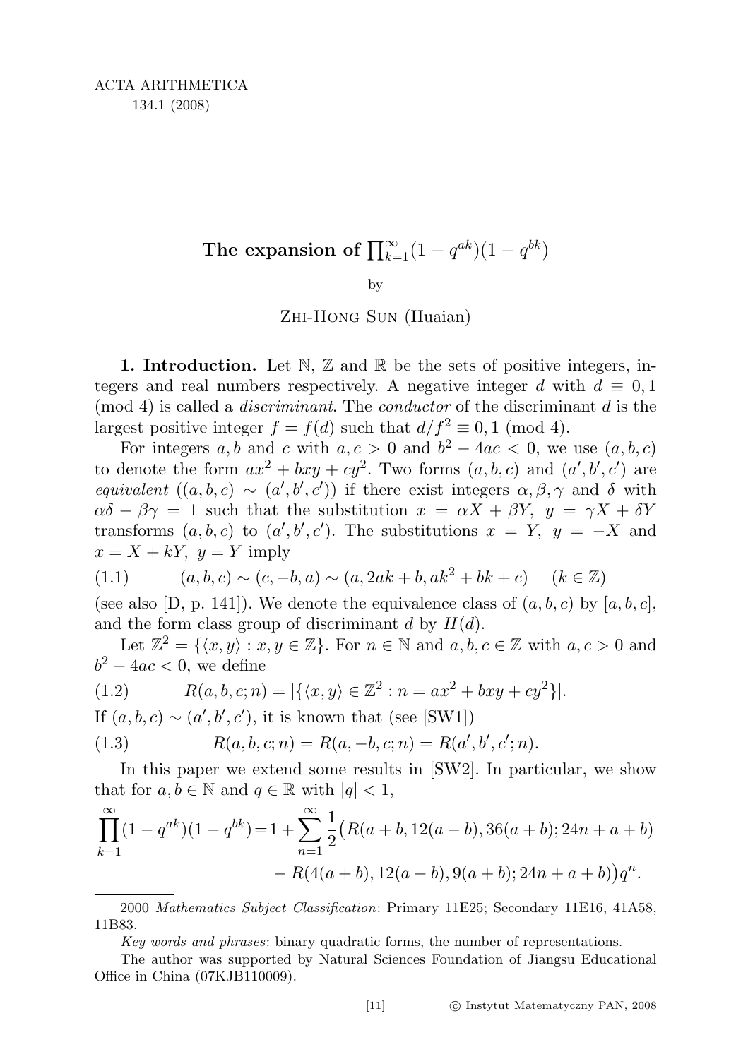# The expansion of $\prod_{k=1}^{\infty}(1-q^{ak})(1-q^{bk})$

by

Zhi-Hong Sun (Huaian)

**1. Introduction.** Let $\mathbb{N}$, $\mathbb{Z}$ and $\mathbb{R}$ be the sets of positive integers, integers and real numbers respectively. A negative integer $d$ with $d \equiv 0,1 \pmod 4$ is called a *discriminant*. The *conductor* of the discriminant $d$ is the largest positive integer $f = f(d)$ such that $d/f^2 \equiv 0,1 \pmod 4$.

For integers $a, b$ and $c$ with $a, c > 0$ and $b^2 - 4ac < 0$, we use $(a, b, c)$ to denote the form $ax^2 + bxy + cy^2$. Two forms $(a, b, c)$ and $(a', b', c')$ are *equivalent* ($(a, b, c) \sim (a', b', c')$) if there exist integers $\alpha, \beta, \gamma$ and $\delta$ with $\alpha\delta - \beta\gamma = 1$ such that the substitution $x = \alpha X + \beta Y$, $y = \gamma X + \delta Y$ transforms $(a, b, c)$ to $(a', b', c')$. The substitutions $x = Y$, $y = -X$ and $x = X + kY$, $y = Y$ imply

$$(a, b, c) \sim (c, -b, a) \sim (a, 2ak + b, ak^2 + bk + c) \quad (k \in \mathbb{Z}) \tag{1.1}$$

(see also [D, p. 141]). We denote the equivalence class of $(a, b, c)$ by $[a, b, c]$, and the form class group of discriminant $d$ by $H(d)$.

Let $\mathbb{Z}^2 = \{\langle x, y\rangle : x, y \in \mathbb{Z}\}$. For $n \in \mathbb{N}$ and $a, b, c \in \mathbb{Z}$ with $a, c > 0$ and $b^2 - 4ac < 0$, we define

$$R(a, b, c; n) = |\{\langle x, y\rangle \in \mathbb{Z}^2 : n = ax^2 + bxy + cy^2\}|. \tag{1.2}$$

If $(a, b, c) \sim (a', b', c')$, it is known that (see [SW1])

$$R(a, b, c; n) = R(a, -b, c; n) = R(a', b', c'; n). \tag{1.3}$$

In this paper we extend some results in [SW2]. In particular, we show that for $a, b \in \mathbb{N}$ and $q \in \mathbb{R}$ with $|q| < 1$,

$$\prod_{k=1}^{\infty}(1-q^{ak})(1-q^{bk}) = 1 + \sum_{n=1}^{\infty} \frac{1}{2}\big(R(a+b, 12(a-b), 36(a+b); 24n+a+b) - R(4(a+b), 12(a-b), 9(a+b); 24n+a+b)\big)q^n.$$

---

2000 *Mathematics Subject Classification*: Primary 11E25; Secondary 11E16, 41A58, 11B83.

*Key words and phrases*: binary quadratic forms, the number of representations.

The author was supported by Natural Sciences Foundation of Jiangsu Educational Office in China (07KJB110009).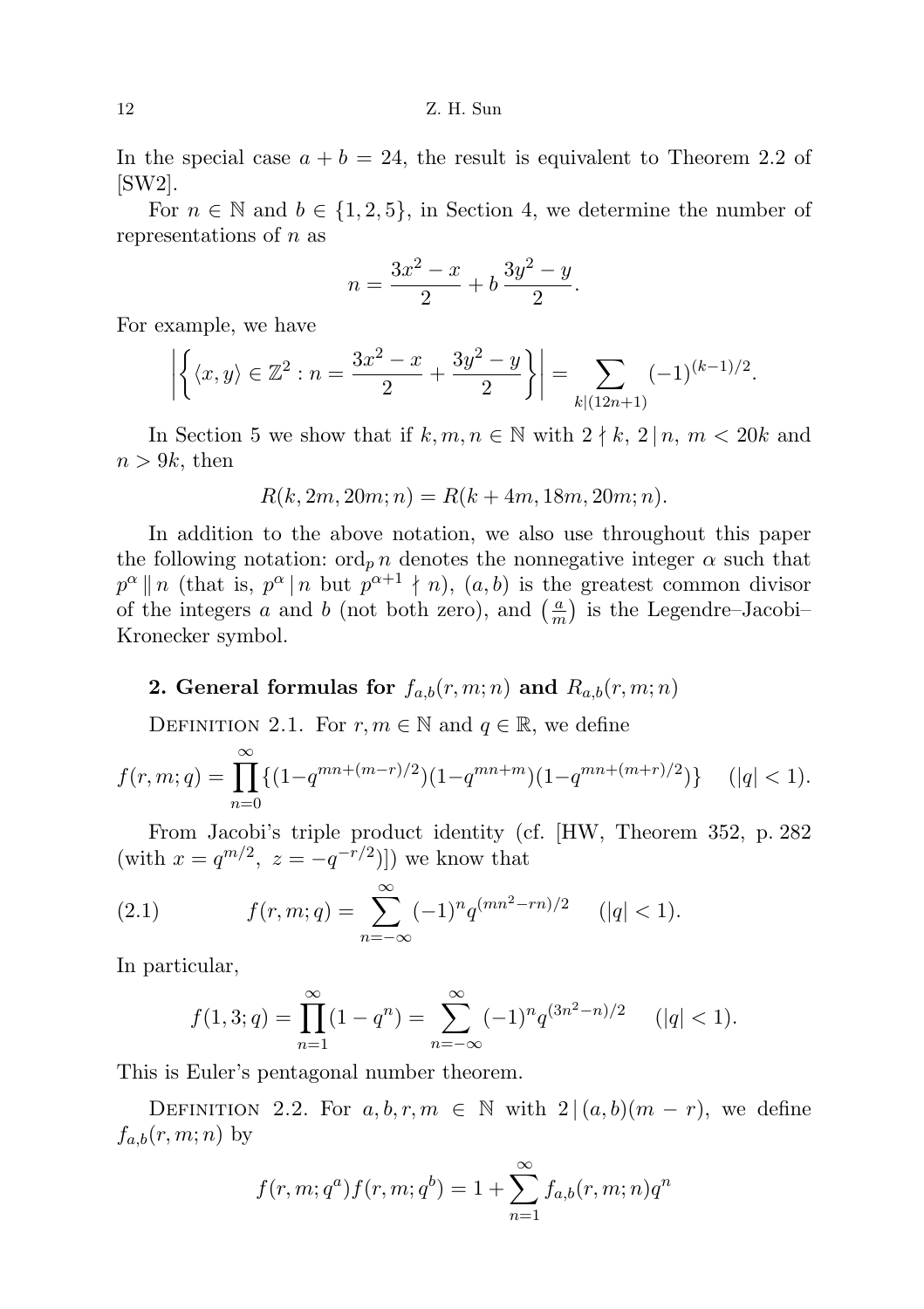In the special case $a + b = 24$, the result is equivalent to Theorem 2.2 of [SW2].

For $n \in \mathbb{N}$ and $b \in \{1, 2, 5\}$, in Section 4, we determine the number of representations of $n$ as

$$n = \frac{3x^2 - x}{2} + b\,\frac{3y^2 - y}{2}.$$

For example, we have

$$\left|\left\{\langle x, y\rangle \in \mathbb{Z}^2 : n = \frac{3x^2 - x}{2} + \frac{3y^2 - y}{2}\right\}\right| = \sum_{k \mid (12n+1)} (-1)^{(k-1)/2}.$$

In Section 5 we show that if $k, m, n \in \mathbb{N}$ with $2 \nmid k$, $2 \mid n$, $m < 20k$ and $n > 9k$, then

$$R(k, 2m, 20m; n) = R(k + 4m, 18m, 20m; n).$$

In addition to the above notation, we also use throughout this paper the following notation: $\mathrm{ord}_p\, n$ denotes the nonnegative integer $\alpha$ such that $p^\alpha \parallel n$ (that is, $p^\alpha \mid n$ but $p^{\alpha+1} \nmid n$), $(a, b)$ is the greatest common divisor of the integers $a$ and $b$ (not both zero), and $\left(\frac{a}{m}\right)$ is the Legendre–Jacobi–Kronecker symbol.

## 2. General formulas for $f_{a,b}(r, m; n)$ and $R_{a,b}(r, m; n)$

Definition 2.1. For $r, m \in \mathbb{N}$ and $q \in \mathbb{R}$, we define

$$f(r, m; q) = \prod_{n=0}^{\infty}\{(1-q^{mn+(m-r)/2})(1-q^{mn+m})(1-q^{mn+(m+r)/2})\} \quad (|q| < 1).$$

From Jacobi's triple product identity (cf. [HW, Theorem 352, p. 282 (with $x = q^{m/2},\ z = -q^{-r/2}$)]) we know that

$$f(r, m; q) = \sum_{n=-\infty}^{\infty} (-1)^n q^{(mn^2 - rn)/2} \quad (|q| < 1). \tag{2.1}$$

In particular,

$$f(1, 3; q) = \prod_{n=1}^{\infty}(1 - q^n) = \sum_{n=-\infty}^{\infty} (-1)^n q^{(3n^2 - n)/2} \quad (|q| < 1).$$

This is Euler's pentagonal number theorem.

Definition 2.2. For $a, b, r, m \in \mathbb{N}$ with $2 \mid (a, b)(m - r)$, we define $f_{a,b}(r, m; n)$ by

$$f(r, m; q^a) f(r, m; q^b) = 1 + \sum_{n=1}^{\infty} f_{a,b}(r, m; n) q^n$$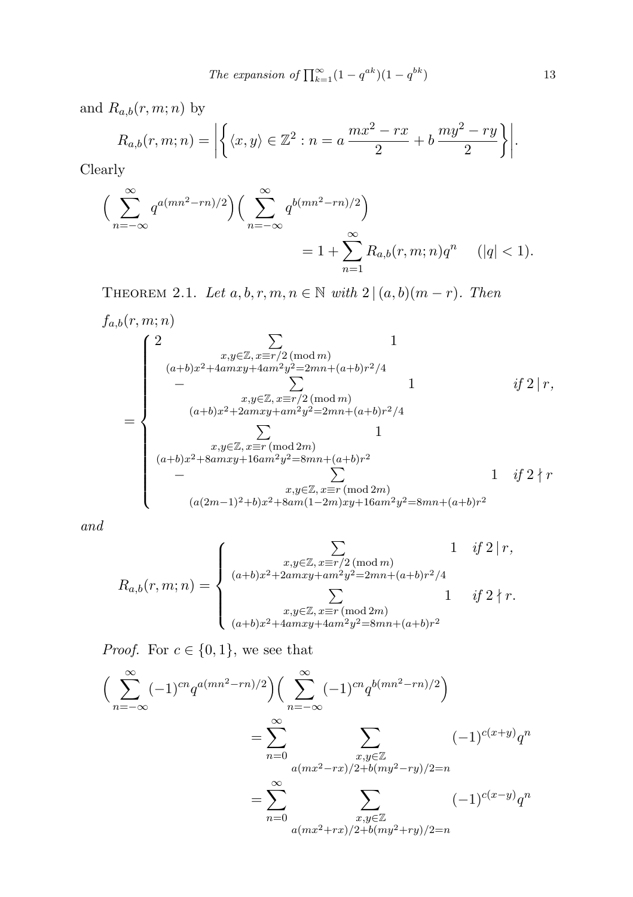and $R_{a,b}(r,m;n)$ by

$$R_{a,b}(r,m;n) = \left|\left\{\langle x,y\rangle \in \mathbb{Z}^2 : n = a\,\frac{mx^2-rx}{2} + b\,\frac{my^2-ry}{2}\right\}\right|.$$

Clearly

$$\Big(\sum_{n=-\infty}^{\infty} q^{a(mn^2-rn)/2}\Big)\Big(\sum_{n=-\infty}^{\infty} q^{b(mn^2-rn)/2}\Big) = 1 + \sum_{n=1}^{\infty} R_{a,b}(r,m;n)q^n \qquad (|q|<1).$$

THEOREM 2.1. *Let $a,b,r,m,n \in \mathbb{N}$ with $2 \mid (a,b)(m-r)$. Then*

$$f_{a,b}(r,m;n) = \begin{cases} 2\displaystyle\sum_{\substack{x,y\in\mathbb{Z},\, x\equiv r/2 \,(\mathrm{mod}\, m)\\ (a+b)x^2+4amxy+4am^2y^2=2mn+(a+b)r^2/4}} 1 \\ \quad - \displaystyle\sum_{\substack{x,y\in\mathbb{Z},\, x\equiv r/2 \,(\mathrm{mod}\, m)\\ (a+b)x^2+2amxy+am^2y^2=2mn+(a+b)r^2/4}} 1 & \text{if } 2\mid r, \\ \displaystyle\sum_{\substack{x,y\in\mathbb{Z},\, x\equiv r \,(\mathrm{mod}\, 2m)\\ (a+b)x^2+8amxy+16am^2y^2=8mn+(a+b)r^2}} 1 \\ \quad - \displaystyle\sum_{\substack{x,y\in\mathbb{Z},\, x\equiv r \,(\mathrm{mod}\, 2m)\\ (a(2m-1)^2+b)x^2+8am(1-2m)xy+16am^2y^2=8mn+(a+b)r^2}} 1 & \text{if } 2\nmid r \end{cases}$$

*and*

$$R_{a,b}(r,m;n) = \begin{cases} \displaystyle\sum_{\substack{x,y\in\mathbb{Z},\, x\equiv r/2 \,(\mathrm{mod}\, m)\\ (a+b)x^2+2amxy+am^2y^2=2mn+(a+b)r^2/4}} 1 & \text{if } 2\mid r, \\ \displaystyle\sum_{\substack{x,y\in\mathbb{Z},\, x\equiv r \,(\mathrm{mod}\, 2m)\\ (a+b)x^2+4amxy+4am^2y^2=8mn+(a+b)r^2}} 1 & \text{if } 2\nmid r. \end{cases}$$

*Proof.* For $c \in \{0,1\}$, we see that

$$\begin{aligned}
\Big(\sum_{n=-\infty}^{\infty} (-1)^{cn} q^{a(mn^2-rn)/2}\Big)\Big(\sum_{n=-\infty}^{\infty} (-1)^{cn} q^{b(mn^2-rn)/2}\Big)
&= \sum_{n=0}^{\infty} \sum_{\substack{x,y\in\mathbb{Z}\\ a(mx^2-rx)/2+b(my^2-ry)/2=n}} (-1)^{c(x+y)} q^n \\
&= \sum_{n=0}^{\infty} \sum_{\substack{x,y\in\mathbb{Z}\\ a(mx^2+rx)/2+b(my^2+ry)/2=n}} (-1)^{c(x-y)} q^n
\end{aligned}$$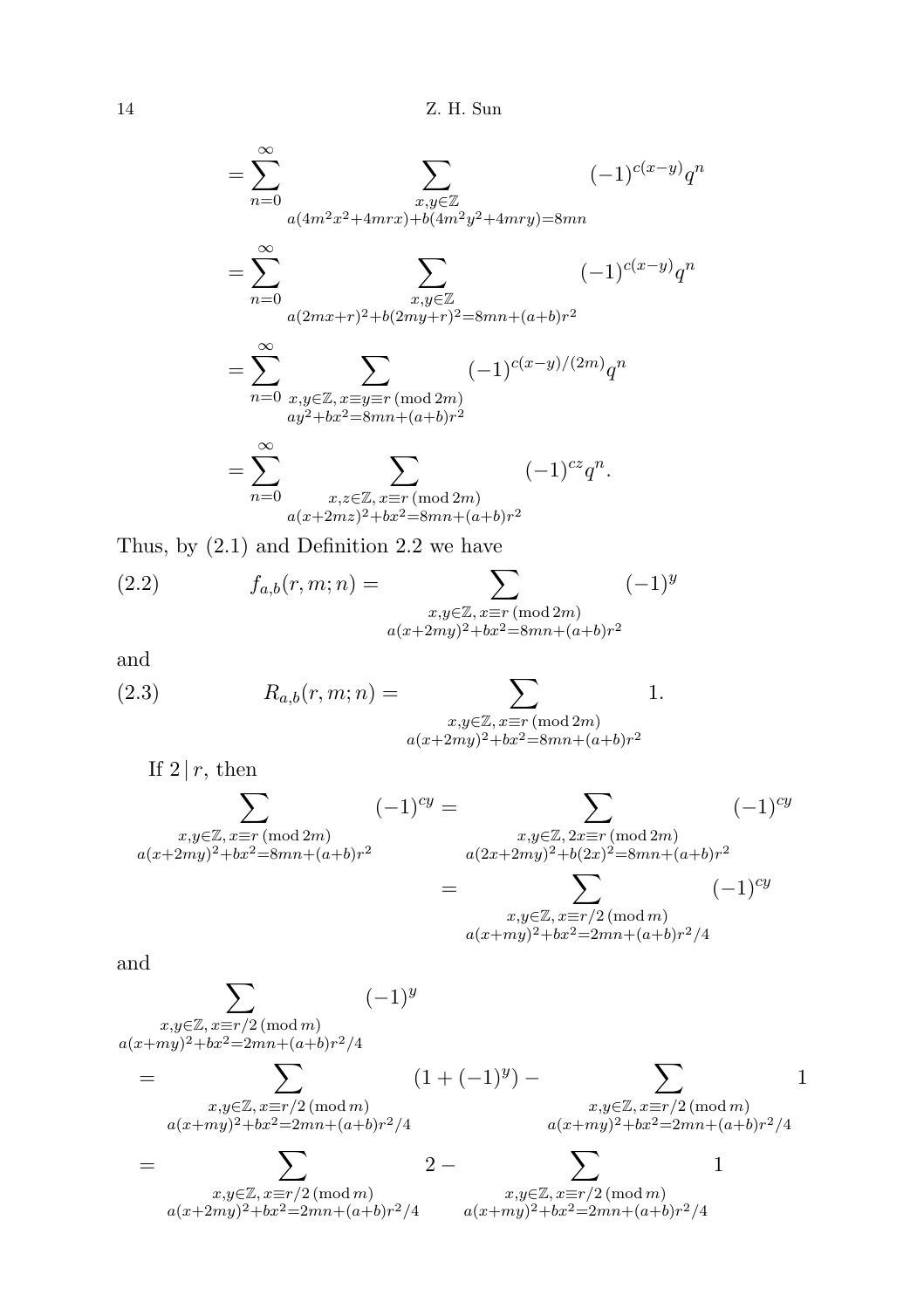$$= \sum_{n=0}^{\infty} \sum_{\substack{x,y\in\mathbb{Z} \\ a(4m^2x^2+4mrx)+b(4m^2y^2+4mry)=8mn}} (-1)^{c(x-y)} q^n$$

$$= \sum_{n=0}^{\infty} \sum_{\substack{x,y\in\mathbb{Z} \\ a(2mx+r)^2+b(2my+r)^2=8mn+(a+b)r^2}} (-1)^{c(x-y)} q^n$$

$$= \sum_{n=0}^{\infty} \sum_{\substack{x,y\in\mathbb{Z},\, x\equiv y\equiv r \pmod{2m} \\ ay^2+bx^2=8mn+(a+b)r^2}} (-1)^{c(x-y)/(2m)} q^n$$

$$= \sum_{n=0}^{\infty} \sum_{\substack{x,z\in\mathbb{Z},\, x\equiv r \pmod{2m} \\ a(x+2mz)^2+bx^2=8mn+(a+b)r^2}} (-1)^{cz} q^n.$$

Thus, by (2.1) and Definition 2.2 we have

$$f_{a,b}(r,m;n) = \sum_{\substack{x,y\in\mathbb{Z},\, x\equiv r \pmod{2m} \\ a(x+2my)^2+bx^2=8mn+(a+b)r^2}} (-1)^y \tag{2.2}$$

and

$$R_{a,b}(r,m;n) = \sum_{\substack{x,y\in\mathbb{Z},\, x\equiv r \pmod{2m} \\ a(x+2my)^2+bx^2=8mn+(a+b)r^2}} 1. \tag{2.3}$$

If $2\mid r$, then

$$\sum_{\substack{x,y\in\mathbb{Z},\, x\equiv r \pmod{2m} \\ a(x+2my)^2+bx^2=8mn+(a+b)r^2}} (-1)^{cy} = \sum_{\substack{x,y\in\mathbb{Z},\, 2x\equiv r \pmod{2m} \\ a(2x+2my)^2+b(2x)^2=8mn+(a+b)r^2}} (-1)^{cy}$$

$$= \sum_{\substack{x,y\in\mathbb{Z},\, x\equiv r/2 \pmod{m} \\ a(x+my)^2+bx^2=2mn+(a+b)r^2/4}} (-1)^{cy}$$

and

$$\sum_{\substack{x,y\in\mathbb{Z},\, x\equiv r/2 \pmod{m} \\ a(x+my)^2+bx^2=2mn+(a+b)r^2/4}} (-1)^y$$

$$= \sum_{\substack{x,y\in\mathbb{Z},\, x\equiv r/2 \pmod{m} \\ a(x+my)^2+bx^2=2mn+(a+b)r^2/4}} (1+(-1)^y) - \sum_{\substack{x,y\in\mathbb{Z},\, x\equiv r/2 \pmod{m} \\ a(x+my)^2+bx^2=2mn+(a+b)r^2/4}} 1$$

$$= \sum_{\substack{x,y\in\mathbb{Z},\, x\equiv r/2 \pmod{m} \\ a(x+2my)^2+bx^2=2mn+(a+b)r^2/4}} 2 - \sum_{\substack{x,y\in\mathbb{Z},\, x\equiv r/2 \pmod{m} \\ a(x+my)^2+bx^2=2mn+(a+b)r^2/4}} 1$$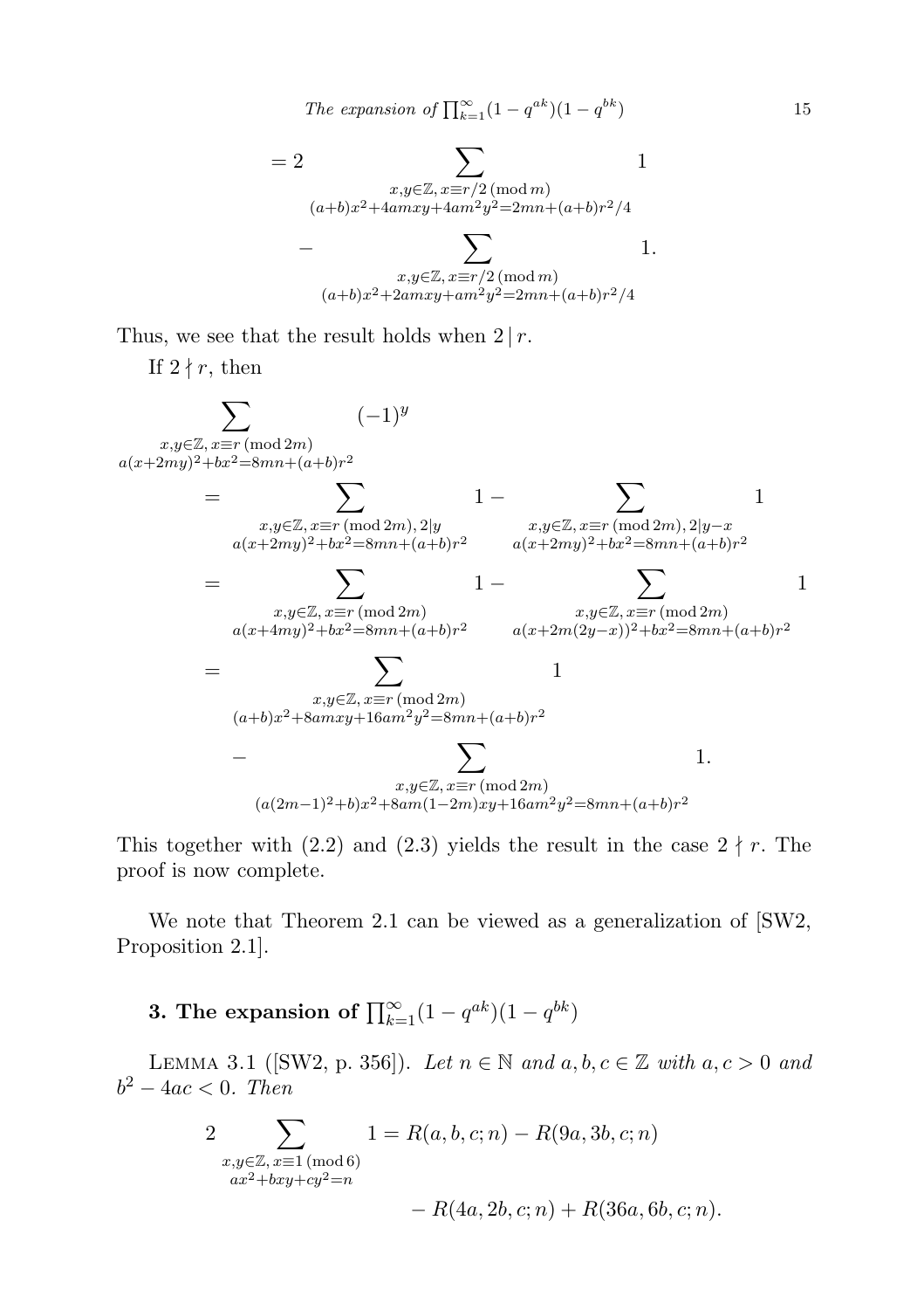$$= 2 \sum_{\substack{x,y\in\mathbb{Z},\, x\equiv r/2 \,(\mathrm{mod}\, m)\\ (a+b)x^2+4amxy+4am^2y^2=2mn+(a+b)r^2/4}} 1$$

$$- \sum_{\substack{x,y\in\mathbb{Z},\, x\equiv r/2 \,(\mathrm{mod}\, m)\\ (a+b)x^2+2amxy+am^2y^2=2mn+(a+b)r^2/4}} 1.$$

Thus, we see that the result holds when $2 \mid r$.

If $2 \nmid r$, then

$$\sum_{\substack{x,y\in\mathbb{Z},\, x\equiv r \,(\mathrm{mod}\, 2m)\\ a(x+2my)^2+bx^2=8mn+(a+b)r^2}} (-1)^y$$

$$= \sum_{\substack{x,y\in\mathbb{Z},\, x\equiv r \,(\mathrm{mod}\, 2m),\, 2\mid y\\ a(x+2my)^2+bx^2=8mn+(a+b)r^2}} 1 - \sum_{\substack{x,y\in\mathbb{Z},\, x\equiv r \,(\mathrm{mod}\, 2m),\, 2\mid y-x\\ a(x+2my)^2+bx^2=8mn+(a+b)r^2}} 1$$

$$= \sum_{\substack{x,y\in\mathbb{Z},\, x\equiv r \,(\mathrm{mod}\, 2m)\\ a(x+4my)^2+bx^2=8mn+(a+b)r^2}} 1 - \sum_{\substack{x,y\in\mathbb{Z},\, x\equiv r \,(\mathrm{mod}\, 2m)\\ a(x+2m(2y-x))^2+bx^2=8mn+(a+b)r^2}} 1$$

$$= \sum_{\substack{x,y\in\mathbb{Z},\, x\equiv r \,(\mathrm{mod}\, 2m)\\ (a+b)x^2+8amxy+16am^2y^2=8mn+(a+b)r^2}} 1$$

$$- \sum_{\substack{x,y\in\mathbb{Z},\, x\equiv r \,(\mathrm{mod}\, 2m)\\ (a(2m-1)^2+b)x^2+8am(1-2m)xy+16am^2y^2=8mn+(a+b)r^2}} 1.$$

This together with (2.2) and (2.3) yields the result in the case $2 \nmid r$. The proof is now complete.

We note that Theorem 2.1 can be viewed as a generalization of [SW2, Proposition 2.1].

## 3. The expansion of $\prod_{k=1}^{\infty}(1-q^{ak})(1-q^{bk})$

Lemma 3.1 ([SW2, p. 356]). *Let $n \in \mathbb{N}$ and $a, b, c \in \mathbb{Z}$ with $a, c > 0$ and $b^2 - 4ac < 0$. Then*

$$2 \sum_{\substack{x,y\in\mathbb{Z},\, x\equiv 1 \,(\mathrm{mod}\, 6)\\ ax^2+bxy+cy^2=n}} 1 = R(a,b,c;n) - R(9a,3b,c;n)$$

$$- R(4a,2b,c;n) + R(36a,6b,c;n).$$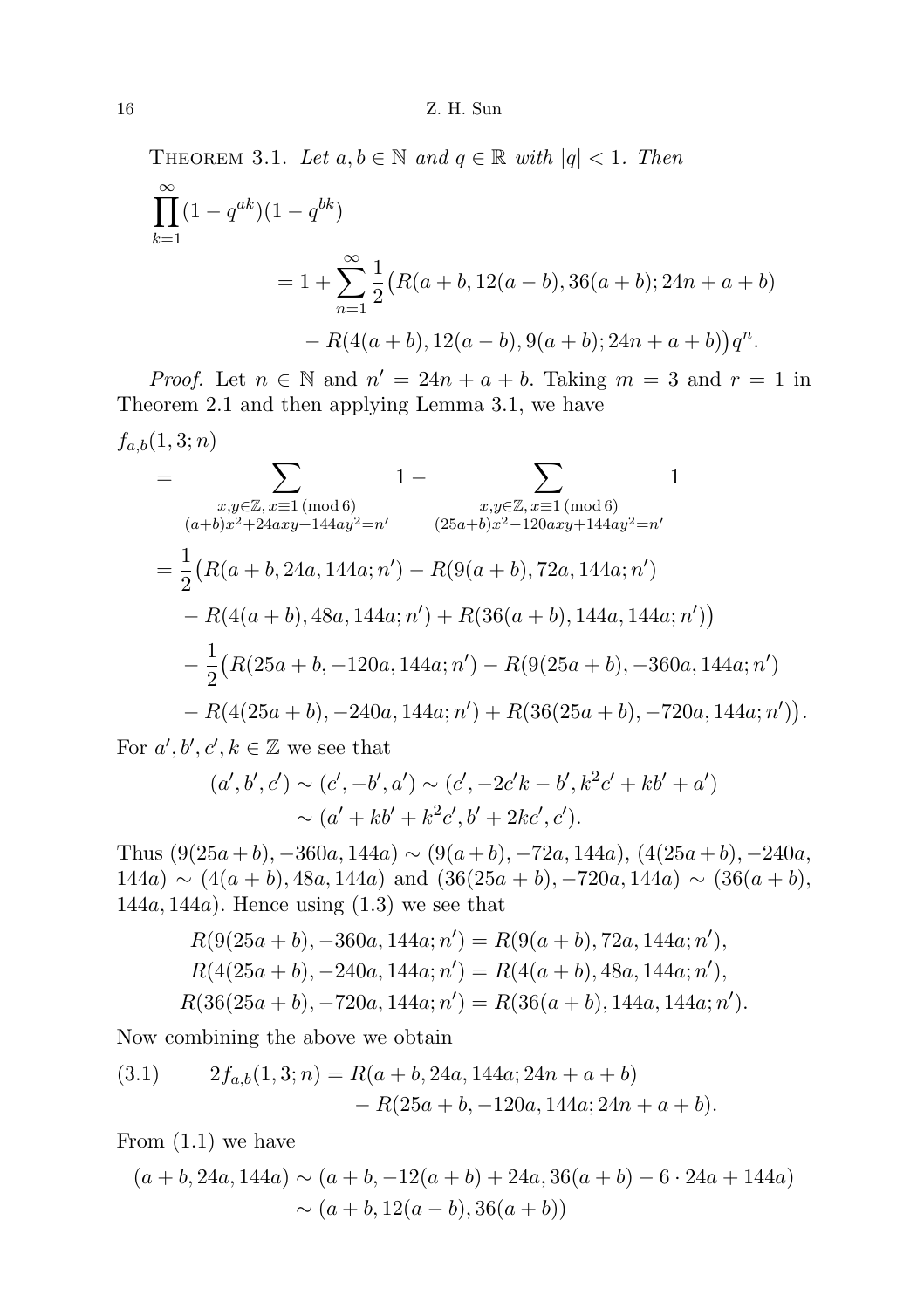THEOREM 3.1. *Let $a, b \in \mathbb{N}$ and $q \in \mathbb{R}$ with $|q| < 1$. Then*

$$\begin{aligned}
\prod_{k=1}^{\infty}(1-q^{ak})(1-q^{bk})
&= 1+\sum_{n=1}^{\infty}\frac{1}{2}\big(R(a+b,12(a-b),36(a+b);24n+a+b)\\
&\quad - R(4(a+b),12(a-b),9(a+b);24n+a+b)\big)q^n.
\end{aligned}$$

*Proof.* Let $n \in \mathbb{N}$ and $n' = 24n + a + b$. Taking $m = 3$ and $r = 1$ in Theorem 2.1 and then applying Lemma 3.1, we have

$$\begin{aligned}
&f_{a,b}(1,3;n)\\
&= \sum_{\substack{x,y\in\mathbb{Z},\, x\equiv 1 \pmod 6\\ (a+b)x^2+24axy+144ay^2=n'}} 1 - \sum_{\substack{x,y\in\mathbb{Z},\, x\equiv 1 \pmod 6\\ (25a+b)x^2-120axy+144ay^2=n'}} 1\\
&= \frac{1}{2}\big(R(a+b,24a,144a;n') - R(9(a+b),72a,144a;n')\\
&\quad - R(4(a+b),48a,144a;n') + R(36(a+b),144a,144a;n')\big)\\
&\quad - \frac{1}{2}\big(R(25a+b,-120a,144a;n') - R(9(25a+b),-360a,144a;n')\\
&\quad - R(4(25a+b),-240a,144a;n') + R(36(25a+b),-720a,144a;n')\big).
\end{aligned}$$

For $a', b', c', k \in \mathbb{Z}$ we see that

$$\begin{aligned}
(a',b',c') &\sim (c',-b',a') \sim (c',-2c'k-b',k^2c'+kb'+a')\\
&\sim (a'+kb'+k^2c',b'+2kc',c').
\end{aligned}$$

Thus $(9(25a+b),-360a,144a) \sim (9(a+b),-72a,144a)$, $(4(25a+b),-240a,144a) \sim (4(a+b),48a,144a)$ and $(36(25a+b),-720a,144a) \sim (36(a+b),144a,144a)$. Hence using (1.3) we see that

$$\begin{aligned}
R(9(25a+b),-360a,144a;n') &= R(9(a+b),72a,144a;n'),\\
R(4(25a+b),-240a,144a;n') &= R(4(a+b),48a,144a;n'),\\
R(36(25a+b),-720a,144a;n') &= R(36(a+b),144a,144a;n').
\end{aligned}$$

Now combining the above we obtain

$$\begin{aligned}
(3.1)\qquad 2f_{a,b}(1,3;n) &= R(a+b,24a,144a;24n+a+b)\\
&\quad - R(25a+b,-120a,144a;24n+a+b).
\end{aligned}$$

From (1.1) we have

$$\begin{aligned}
(a+b,24a,144a) &\sim (a+b,-12(a+b)+24a,36(a+b)-6\cdot 24a+144a)\\
&\sim (a+b,12(a-b),36(a+b))
\end{aligned}$$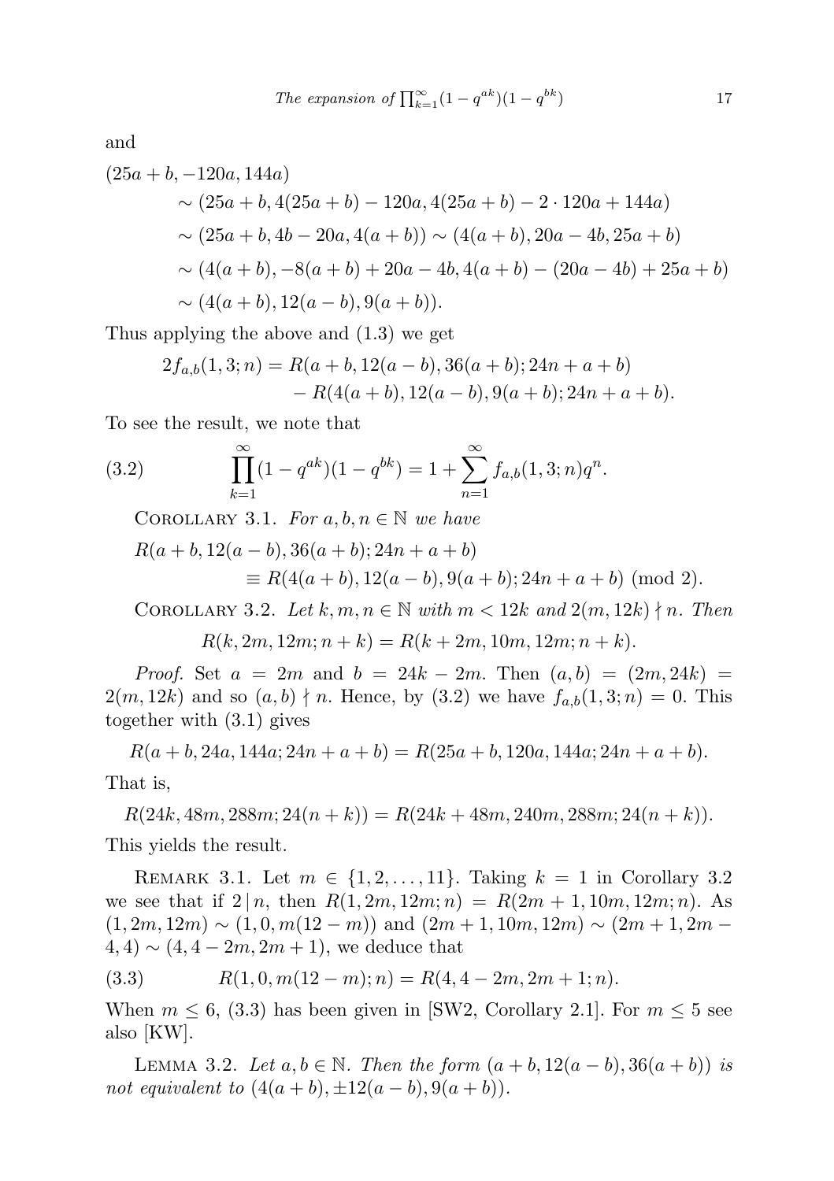and

$$
\begin{aligned}
(25a + b, -120a, 144a)
&\sim (25a+b, 4(25a+b) - 120a, 4(25a+b) - 2\cdot 120a + 144a)\\
&\sim (25a+b, 4b-20a, 4(a+b)) \sim (4(a+b), 20a-4b, 25a+b)\\
&\sim (4(a+b), -8(a+b) + 20a - 4b, 4(a+b) - (20a-4b) + 25a + b)\\
&\sim (4(a+b), 12(a-b), 9(a+b)).
\end{aligned}
$$

Thus applying the above and (1.3) we get

$$
\begin{aligned}
2f_{a,b}(1,3;n) = {} & R(a+b, 12(a-b), 36(a+b); 24n + a + b)\\
& - R(4(a+b), 12(a-b), 9(a+b); 24n + a + b).
\end{aligned}
$$

To see the result, we note that

$$
\prod_{k=1}^{\infty}(1-q^{ak})(1-q^{bk}) = 1 + \sum_{n=1}^{\infty} f_{a,b}(1,3;n)q^n. \tag{3.2}
$$

Corollary 3.1. *For $a, b, n \in \mathbb{N}$ we have*

$$
\begin{aligned}
&R(a+b, 12(a-b), 36(a+b); 24n + a + b)\\
&\qquad \equiv R(4(a+b), 12(a-b), 9(a+b); 24n + a + b) \pmod 2.
\end{aligned}
$$

Corollary 3.2. *Let $k, m, n \in \mathbb{N}$ with $m < 12k$ and $2(m, 12k) \nmid n$. Then*

$$
R(k, 2m, 12m; n + k) = R(k + 2m, 10m, 12m; n + k).
$$

*Proof.* Set $a = 2m$ and $b = 24k - 2m$. Then $(a, b) = (2m, 24k) = 2(m, 12k)$ and so $(a, b) \nmid n$. Hence, by (3.2) we have $f_{a,b}(1, 3; n) = 0$. This together with (3.1) gives

$$
R(a + b, 24a, 144a; 24n + a + b) = R(25a + b, 120a, 144a; 24n + a + b).
$$

That is,

$$
R(24k, 48m, 288m; 24(n + k)) = R(24k + 48m, 240m, 288m; 24(n + k)).
$$

This yields the result.

Remark 3.1. Let $m \in \{1, 2, \dots, 11\}$. Taking $k = 1$ in Corollary 3.2 we see that if $2 \mid n$, then $R(1, 2m, 12m; n) = R(2m + 1, 10m, 12m; n)$. As $(1, 2m, 12m) \sim (1, 0, m(12 - m))$ and $(2m + 1, 10m, 12m) \sim (2m + 1, 2m - 4, 4) \sim (4, 4 - 2m, 2m + 1)$, we deduce that

$$
R(1, 0, m(12 - m); n) = R(4, 4 - 2m, 2m + 1; n). \tag{3.3}
$$

When $m \le 6$, (3.3) has been given in [SW2, Corollary 2.1]. For $m \le 5$ see also [KW].

Lemma 3.2. *Let $a, b \in \mathbb{N}$. Then the form $(a + b, 12(a - b), 36(a + b))$ is not equivalent to $(4(a + b), \pm 12(a - b), 9(a + b))$.*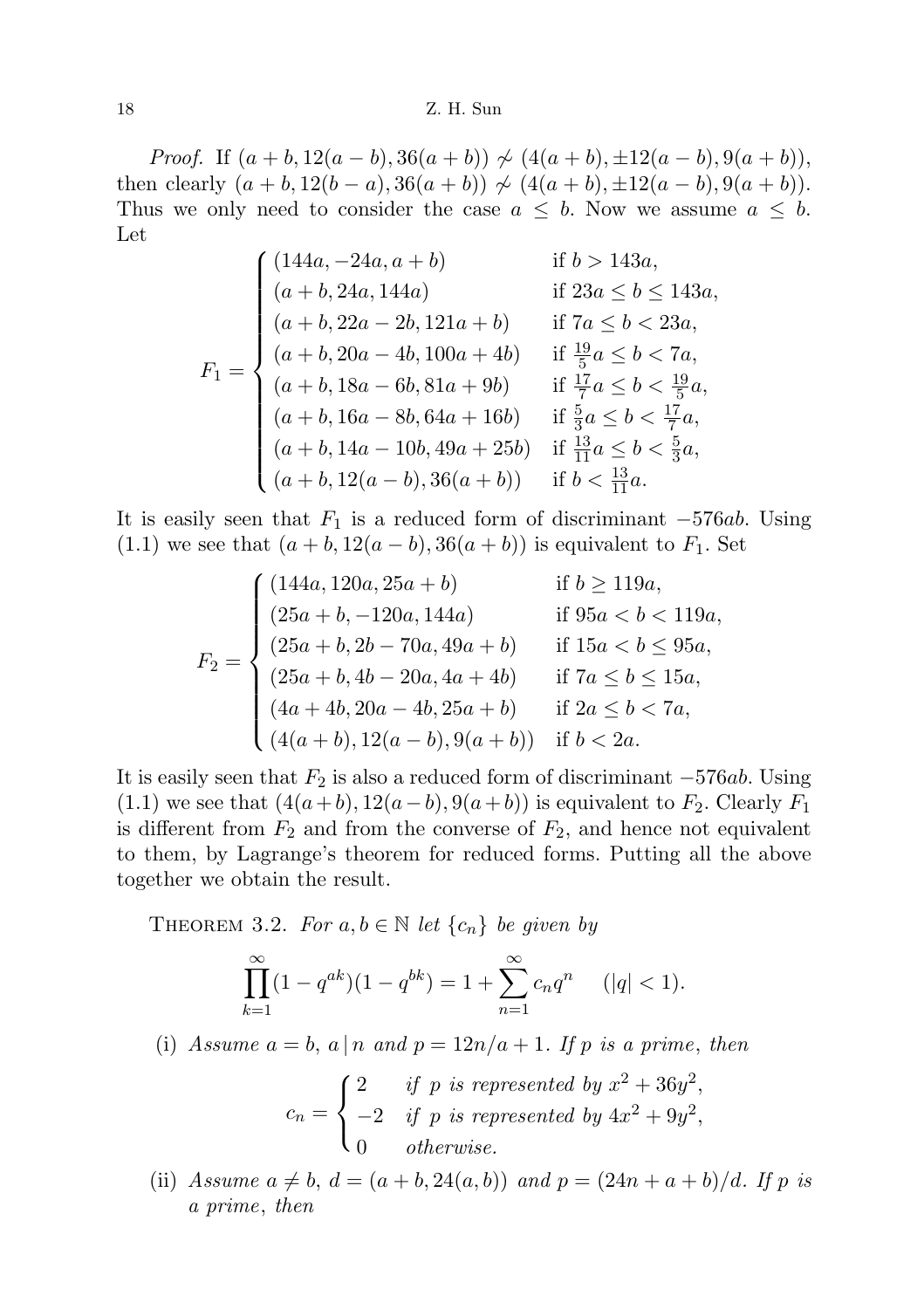*Proof.* If $(a+b, 12(a-b), 36(a+b)) \not\sim (4(a+b), \pm 12(a-b), 9(a+b))$, then clearly $(a+b, 12(b-a), 36(a+b)) \not\sim (4(a+b), \pm 12(a-b), 9(a+b))$. Thus we only need to consider the case $a \le b$. Now we assume $a \le b$. Let

$$F_1 = \begin{cases} (144a, -24a, a+b) & \text{if } b > 143a, \\ (a+b, 24a, 144a) & \text{if } 23a \le b \le 143a, \\ (a+b, 22a-2b, 121a+b) & \text{if } 7a \le b < 23a, \\ (a+b, 20a-4b, 100a+4b) & \text{if } \frac{19}{5}a \le b < 7a, \\ (a+b, 18a-6b, 81a+9b) & \text{if } \frac{17}{7}a \le b < \frac{19}{5}a, \\ (a+b, 16a-8b, 64a+16b) & \text{if } \frac{5}{3}a \le b < \frac{17}{7}a, \\ (a+b, 14a-10b, 49a+25b) & \text{if } \frac{13}{11}a \le b < \frac{5}{3}a, \\ (a+b, 12(a-b), 36(a+b)) & \text{if } b < \frac{13}{11}a. \end{cases}$$

It is easily seen that $F_1$ is a reduced form of discriminant $-576ab$. Using (1.1) we see that $(a+b, 12(a-b), 36(a+b))$ is equivalent to $F_1$. Set

$$F_2 = \begin{cases} (144a, 120a, 25a+b) & \text{if } b \ge 119a, \\ (25a+b, -120a, 144a) & \text{if } 95a < b < 119a, \\ (25a+b, 2b-70a, 49a+b) & \text{if } 15a < b \le 95a, \\ (25a+b, 4b-20a, 4a+4b) & \text{if } 7a \le b \le 15a, \\ (4a+4b, 20a-4b, 25a+b) & \text{if } 2a \le b < 7a, \\ (4(a+b), 12(a-b), 9(a+b)) & \text{if } b < 2a. \end{cases}$$

It is easily seen that $F_2$ is also a reduced form of discriminant $-576ab$. Using (1.1) we see that $(4(a+b), 12(a-b), 9(a+b))$ is equivalent to $F_2$. Clearly $F_1$ is different from $F_2$ and from the converse of $F_2$, and hence not equivalent to them, by Lagrange's theorem for reduced forms. Putting all the above together we obtain the result.

Theorem 3.2. *For $a, b \in \mathbb{N}$ let $\{c_n\}$ be given by*

$$\prod_{k=1}^{\infty}(1-q^{ak})(1-q^{bk}) = 1 + \sum_{n=1}^{\infty} c_n q^n \qquad (|q|<1).$$

(i) *Assume $a = b$, $a \mid n$ and $p = 12n/a + 1$. If $p$ is a prime, then*

$$c_n = \begin{cases} 2 & \textit{if } p \textit{ is represented by } x^2 + 36y^2, \\ -2 & \textit{if } p \textit{ is represented by } 4x^2 + 9y^2, \\ 0 & \textit{otherwise.} \end{cases}$$

(ii) *Assume $a \ne b$, $d = (a+b, 24(a,b))$ and $p = (24n + a + b)/d$. If $p$ is a prime, then*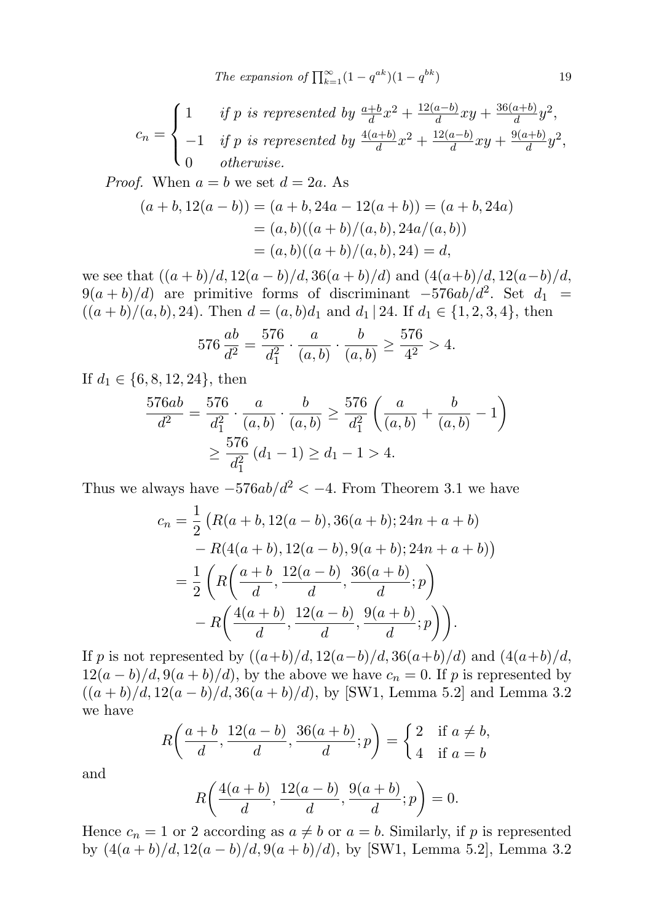$$c_n = \begin{cases} 1 & \textit{if } p \textit{ is represented by } \frac{a+b}{d}x^2 + \frac{12(a-b)}{d}xy + \frac{36(a+b)}{d}y^2, \\ -1 & \textit{if } p \textit{ is represented by } \frac{4(a+b)}{d}x^2 + \frac{12(a-b)}{d}xy + \frac{9(a+b)}{d}y^2, \\ 0 & \textit{otherwise.} \end{cases}$$

*Proof.* When $a = b$ we set $d = 2a$. As

$$\begin{aligned}(a+b, 12(a-b)) &= (a+b, 24a - 12(a+b)) = (a+b, 24a) \\ &= (a,b)((a+b)/(a,b), 24a/(a,b)) \\ &= (a,b)((a+b)/(a,b), 24) = d,\end{aligned}$$

we see that $((a+b)/d, 12(a-b)/d, 36(a+b)/d)$ and $(4(a+b)/d, 12(a-b)/d, 9(a+b)/d)$ are primitive forms of discriminant $-576ab/d^2$. Set $d_1 = ((a+b)/(a,b), 24)$. Then $d = (a,b)d_1$ and $d_1 \mid 24$. If $d_1 \in \{1, 2, 3, 4\}$, then

$$576\,\frac{ab}{d^2} = \frac{576}{d_1^2} \cdot \frac{a}{(a,b)} \cdot \frac{b}{(a,b)} \geq \frac{576}{4^2} > 4.$$

If $d_1 \in \{6, 8, 12, 24\}$, then

$$\begin{aligned}\frac{576ab}{d^2} &= \frac{576}{d_1^2} \cdot \frac{a}{(a,b)} \cdot \frac{b}{(a,b)} \geq \frac{576}{d_1^2}\left(\frac{a}{(a,b)} + \frac{b}{(a,b)} - 1\right) \\ &\geq \frac{576}{d_1^2}\,(d_1 - 1) \geq d_1 - 1 > 4.\end{aligned}$$

Thus we always have $-576ab/d^2 < -4$. From Theorem 3.1 we have

$$\begin{aligned}c_n &= \frac{1}{2}\big(R(a+b, 12(a-b), 36(a+b); 24n + a + b) \\ &\qquad - R(4(a+b), 12(a-b), 9(a+b); 24n + a + b)\big) \\ &= \frac{1}{2}\left(R\!\left(\frac{a+b}{d}, \frac{12(a-b)}{d}, \frac{36(a+b)}{d}; p\right)\right. \\ &\qquad \left. - R\!\left(\frac{4(a+b)}{d}, \frac{12(a-b)}{d}, \frac{9(a+b)}{d}; p\right)\right).\end{aligned}$$

If $p$ is not represented by $((a+b)/d, 12(a-b)/d, 36(a+b)/d)$ and $(4(a+b)/d, 12(a-b)/d, 9(a+b)/d)$, by the above we have $c_n = 0$. If $p$ is represented by $((a+b)/d, 12(a-b)/d, 36(a+b)/d)$, by [SW1, Lemma 5.2] and Lemma 3.2 we have

$$R\!\left(\frac{a+b}{d}, \frac{12(a-b)}{d}, \frac{36(a+b)}{d}; p\right) = \begin{cases} 2 & \text{if } a \neq b, \\ 4 & \text{if } a = b \end{cases}$$

and

$$R\!\left(\frac{4(a+b)}{d}, \frac{12(a-b)}{d}, \frac{9(a+b)}{d}; p\right) = 0.$$

Hence $c_n = 1$ or $2$ according as $a \neq b$ or $a = b$. Similarly, if $p$ is represented by $(4(a+b)/d, 12(a-b)/d, 9(a+b)/d)$, by [SW1, Lemma 5.2], Lemma 3.2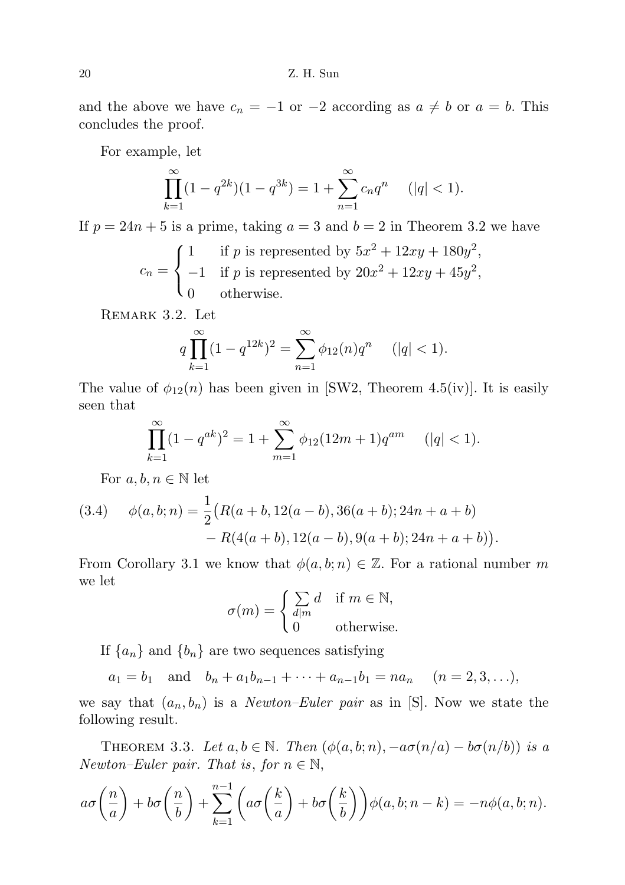and the above we have $c_n = -1$ or $-2$ according as $a \neq b$ or $a = b$. This concludes the proof.

For example, let

$$\prod_{k=1}^{\infty}(1-q^{2k})(1-q^{3k}) = 1 + \sum_{n=1}^{\infty} c_n q^n \quad (|q|<1).$$

If $p = 24n+5$ is a prime, taking $a = 3$ and $b = 2$ in Theorem 3.2 we have

$$c_n = \begin{cases} 1 & \text{if } p \text{ is represented by } 5x^2+12xy+180y^2, \\ -1 & \text{if } p \text{ is represented by } 20x^2+12xy+45y^2, \\ 0 & \text{otherwise.} \end{cases}$$

Remark 3.2. Let

$$q\prod_{k=1}^{\infty}(1-q^{12k})^2 = \sum_{n=1}^{\infty} \phi_{12}(n) q^n \quad (|q|<1).$$

The value of $\phi_{12}(n)$ has been given in [SW2, Theorem 4.5(iv)]. It is easily seen that

$$\prod_{k=1}^{\infty}(1-q^{ak})^2 = 1 + \sum_{m=1}^{\infty} \phi_{12}(12m+1) q^{am} \quad (|q|<1).$$

For $a, b, n \in \mathbb{N}$ let

$$\begin{aligned}(3.4) \qquad \phi(a,b;n) = \frac{1}{2}\big(&R(a+b, 12(a-b), 36(a+b); 24n+a+b) \\ &- R(4(a+b), 12(a-b), 9(a+b); 24n+a+b)\big).\end{aligned}$$

From Corollary 3.1 we know that $\phi(a,b;n) \in \mathbb{Z}$. For a rational number $m$ we let

$$\sigma(m) = \begin{cases} \sum_{d\mid m} d & \text{if } m \in \mathbb{N}, \\ 0 & \text{otherwise.} \end{cases}$$

If $\{a_n\}$ and $\{b_n\}$ are two sequences satisfying

$$a_1 = b_1 \quad \text{and} \quad b_n + a_1 b_{n-1} + \cdots + a_{n-1} b_1 = n a_n \quad (n = 2, 3, \ldots),$$

we say that $(a_n, b_n)$ is a *Newton–Euler pair* as in [S]. Now we state the following result.

Theorem 3.3. *Let $a, b \in \mathbb{N}$. Then $(\phi(a,b;n), -a\sigma(n/a) - b\sigma(n/b))$ is a Newton–Euler pair. That is, for $n \in \mathbb{N}$,*

$$a\sigma\Big(\frac{n}{a}\Big) + b\sigma\Big(\frac{n}{b}\Big) + \sum_{k=1}^{n-1}\Big(a\sigma\Big(\frac{k}{a}\Big) + b\sigma\Big(\frac{k}{b}\Big)\Big)\phi(a,b;n-k) = -n\phi(a,b;n).$$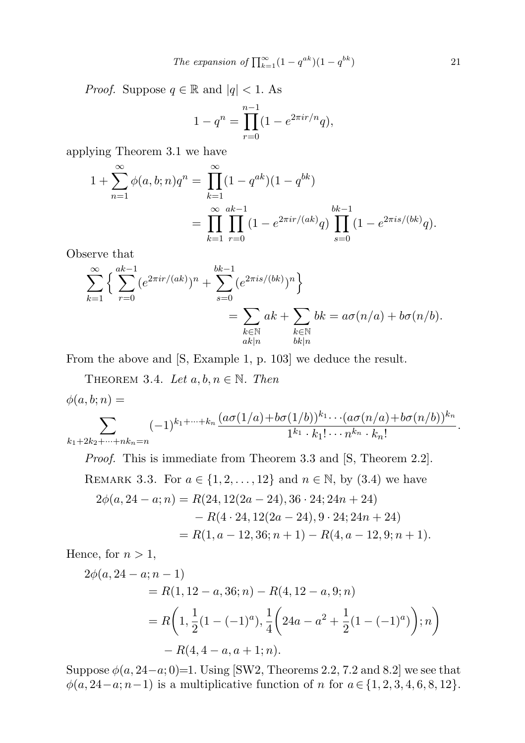*Proof.* Suppose $q \in \mathbb{R}$ and $|q| < 1$. As

$$1 - q^n = \prod_{r=0}^{n-1} (1 - e^{2\pi i r/n} q),$$

applying Theorem 3.1 we have

$$\begin{aligned} 1 + \sum_{n=1}^{\infty} \phi(a, b; n) q^n &= \prod_{k=1}^{\infty} (1 - q^{ak})(1 - q^{bk}) \\ &= \prod_{k=1}^{\infty} \prod_{r=0}^{ak-1} (1 - e^{2\pi i r/(ak)} q) \prod_{s=0}^{bk-1} (1 - e^{2\pi i s/(bk)} q). \end{aligned}$$

Observe that

$$\begin{aligned} \sum_{k=1}^{\infty} \Big\{ \sum_{r=0}^{ak-1} (e^{2\pi i r/(ak)})^n + \sum_{s=0}^{bk-1} (e^{2\pi i s/(bk)})^n \Big\} \\ = \sum_{\substack{k \in \mathbb{N} \\ ak \mid n}} ak + \sum_{\substack{k \in \mathbb{N} \\ bk \mid n}} bk = a\sigma(n/a) + b\sigma(n/b). \end{aligned}$$

From the above and [S, Example 1, p. 103] we deduce the result.

Theorem 3.4. *Let $a, b, n \in \mathbb{N}$. Then*

$$\phi(a, b; n) = \sum_{k_1 + 2k_2 + \cdots + nk_n = n} (-1)^{k_1 + \cdots + k_n} \frac{(a\sigma(1/a) + b\sigma(1/b))^{k_1} \cdots (a\sigma(n/a) + b\sigma(n/b))^{k_n}}{1^{k_1} \cdot k_1! \cdots n^{k_n} \cdot k_n!}.$$

*Proof.* This is immediate from Theorem 3.3 and [S, Theorem 2.2].

Remark 3.3. For $a \in \{1, 2, \ldots, 12\}$ and $n \in \mathbb{N}$, by (3.4) we have

$$\begin{aligned} 2\phi(a, 24 - a; n) &= R(24, 12(2a - 24), 36 \cdot 24; 24n + 24) \\ &\quad - R(4 \cdot 24, 12(2a - 24), 9 \cdot 24; 24n + 24) \\ &= R(1, a - 12, 36; n + 1) - R(4, a - 12, 9; n + 1). \end{aligned}$$

Hence, for $n > 1$,

$$\begin{aligned} 2\phi(a, 24 - a; n - 1) \\ &= R(1, 12 - a, 36; n) - R(4, 12 - a, 9; n) \\ &= R\bigg(1, \frac{1}{2}(1 - (-1)^a), \frac{1}{4}\bigg(24a - a^2 + \frac{1}{2}(1 - (-1)^a)\bigg); n\bigg) \\ &\quad - R(4, 4 - a, a + 1; n). \end{aligned}$$

Suppose $\phi(a, 24 - a; 0) = 1$. Using [SW2, Theorems 2.2, 7.2 and 8.2] we see that $\phi(a, 24 - a; n - 1)$ is a multiplicative function of $n$ for $a \in \{1, 2, 3, 4, 6, 8, 12\}$.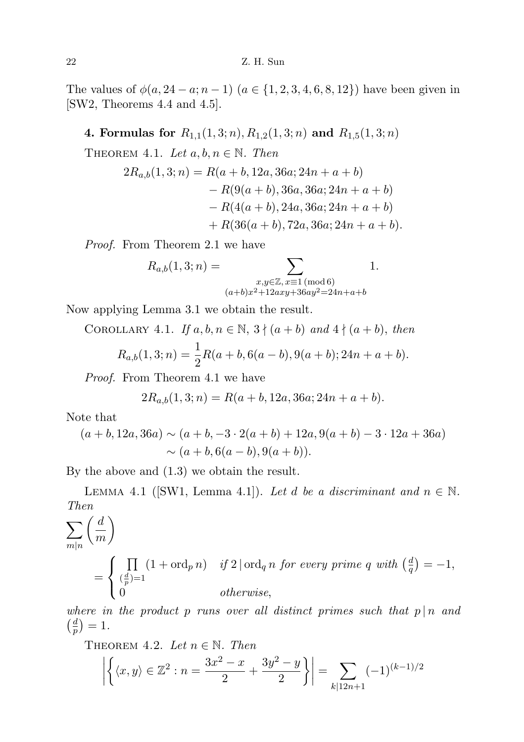The values of $\phi(a, 24-a; n-1)$ $(a \in \{1, 2, 3, 4, 6, 8, 12\})$ have been given in [SW2, Theorems 4.4 and 4.5].

## 4. Formulas for $R_{1,1}(1,3;n), R_{1,2}(1,3;n)$ and $R_{1,5}(1,3;n)$

THEOREM 4.1. *Let $a, b, n \in \mathbb{N}$. Then*

$$\begin{aligned}
2R_{a,b}(1,3;n) &= R(a+b, 12a, 36a; 24n+a+b) \\
&\quad - R(9(a+b), 36a, 36a; 24n+a+b) \\
&\quad - R(4(a+b), 24a, 36a; 24n+a+b) \\
&\quad + R(36(a+b), 72a, 36a; 24n+a+b).
\end{aligned}$$

*Proof.* From Theorem 2.1 we have

$$R_{a,b}(1,3;n) = \sum_{\substack{x,y \in \mathbb{Z},\, x \equiv 1 \pmod 6 \\ (a+b)x^2 + 12axy + 36ay^2 = 24n+a+b}} 1.$$

Now applying Lemma 3.1 we obtain the result.

COROLLARY 4.1. *If $a, b, n \in \mathbb{N}$, $3 \nmid (a+b)$ and $4 \nmid (a+b)$, then*

$$R_{a,b}(1,3;n) = \frac{1}{2} R(a+b, 6(a-b), 9(a+b); 24n+a+b).$$

*Proof.* From Theorem 4.1 we have

$$2R_{a,b}(1,3;n) = R(a+b, 12a, 36a; 24n+a+b).$$

Note that

$$\begin{aligned}
(a+b, 12a, 36a) &\sim (a+b, -3 \cdot 2(a+b) + 12a, 9(a+b) - 3 \cdot 12a + 36a) \\
&\sim (a+b, 6(a-b), 9(a+b)).
\end{aligned}$$

By the above and (1.3) we obtain the result.

LEMMA 4.1 ([SW1, Lemma 4.1]). *Let $d$ be a discriminant and $n \in \mathbb{N}$. Then*

$$\sum_{m \mid n} \left(\frac{d}{m}\right) = \begin{cases} \prod_{(\frac{d}{p})=1} (1 + \mathrm{ord}_p n) & \text{if } 2 \mid \mathrm{ord}_q n \text{ for every prime } q \text{ with } \left(\frac{d}{q}\right) = -1, \\ 0 & \text{otherwise,} \end{cases}$$

*where in the product $p$ runs over all distinct primes such that $p \mid n$ and $\left(\frac{d}{p}\right) = 1$.*

THEOREM 4.2. *Let $n \in \mathbb{N}$. Then*

$$\left| \left\{ \langle x, y \rangle \in \mathbb{Z}^2 : n = \frac{3x^2 - x}{2} + \frac{3y^2 - y}{2} \right\} \right| = \sum_{k \mid 12n+1} (-1)^{(k-1)/2}$$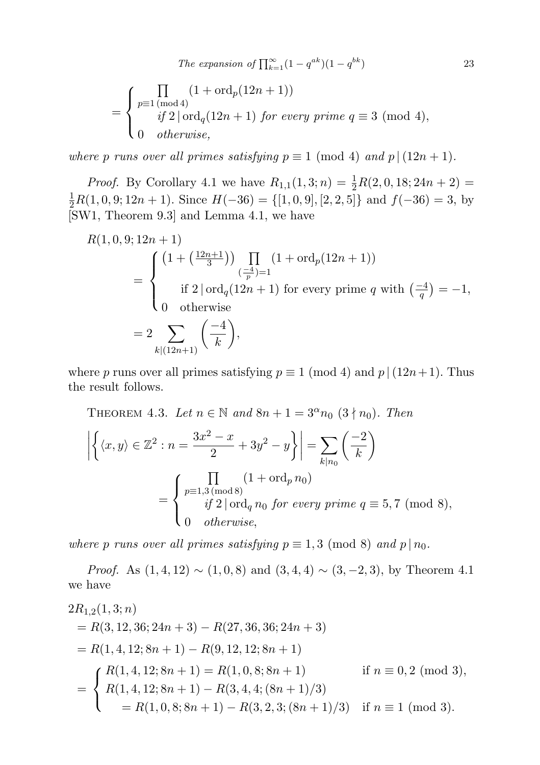$$= \begin{cases} \prod_{p\equiv 1\ (\mathrm{mod}\ 4)} (1+\mathrm{ord}_p(12n+1)) \\ \qquad \textit{if } 2\mid \mathrm{ord}_q(12n+1) \textit{ for every prime } q\equiv 3 \pmod 4, \\ 0 \quad \textit{otherwise,} \end{cases}$$

*where $p$ runs over all primes satisfying $p \equiv 1 \pmod 4$ and $p \mid (12n+1)$.*

*Proof.* By Corollary 4.1 we have $R_{1,1}(1,3;n) = \frac{1}{2}R(2,0,18;24n+2) = \frac{1}{2}R(1,0,9;12n+1)$. Since $H(-36) = \{[1,0,9],[2,2,5]\}$ and $f(-36)=3$, by [SW1, Theorem 9.3] and Lemma 4.1, we have

$$\begin{aligned} &R(1,0,9;12n+1) \\ &\quad = \begin{cases} \left(1+\left(\frac{12n+1}{3}\right)\right) \prod_{(\frac{-4}{p})=1} (1+\mathrm{ord}_p(12n+1)) \\ \qquad \text{if } 2\mid \mathrm{ord}_q(12n+1) \text{ for every prime } q \text{ with } \left(\frac{-4}{q}\right)=-1, \\ 0 \quad \text{otherwise} \end{cases} \\ &\quad = 2\sum_{k\mid(12n+1)} \left(\frac{-4}{k}\right), \end{aligned}$$

where $p$ runs over all primes satisfying $p \equiv 1 \pmod 4$ and $p \mid (12n+1)$. Thus the result follows.

THEOREM 4.3. *Let $n \in \mathbb{N}$ and $8n+1 = 3^{\alpha} n_0$ $(3 \nmid n_0)$. Then*

$$\begin{aligned} \left|\left\{\langle x,y\rangle \in \mathbb{Z}^2 : n = \frac{3x^2-x}{2} + 3y^2 - y\right\}\right| &= \sum_{k\mid n_0} \left(\frac{-2}{k}\right) \\ &= \begin{cases} \prod_{p\equiv 1,3\ (\mathrm{mod}\ 8)} (1+\mathrm{ord}_p\, n_0) \\ \qquad \textit{if } 2\mid \mathrm{ord}_q\, n_0 \textit{ for every prime } q\equiv 5,7 \pmod 8, \\ 0 \quad \textit{otherwise,} \end{cases} \end{aligned}$$

*where $p$ runs over all primes satisfying $p \equiv 1,3 \pmod 8$ and $p \mid n_0$.*

*Proof.* As $(1,4,12) \sim (1,0,8)$ and $(3,4,4) \sim (3,-2,3)$, by Theorem 4.1 we have

$$\begin{aligned} &2R_{1,2}(1,3;n) \\ &\quad = R(3,12,36;24n+3) - R(27,36,36;24n+3) \\ &\quad = R(1,4,12;8n+1) - R(9,12,12;8n+1) \\ &\quad = \begin{cases} R(1,4,12;8n+1) = R(1,0,8;8n+1) & \text{if } n \equiv 0,2 \pmod 3, \\ R(1,4,12;8n+1) - R(3,4,4;(8n+1)/3) & \\ \qquad = R(1,0,8;8n+1) - R(3,2,3;(8n+1)/3) & \text{if } n \equiv 1 \pmod 3. \end{cases} \end{aligned}$$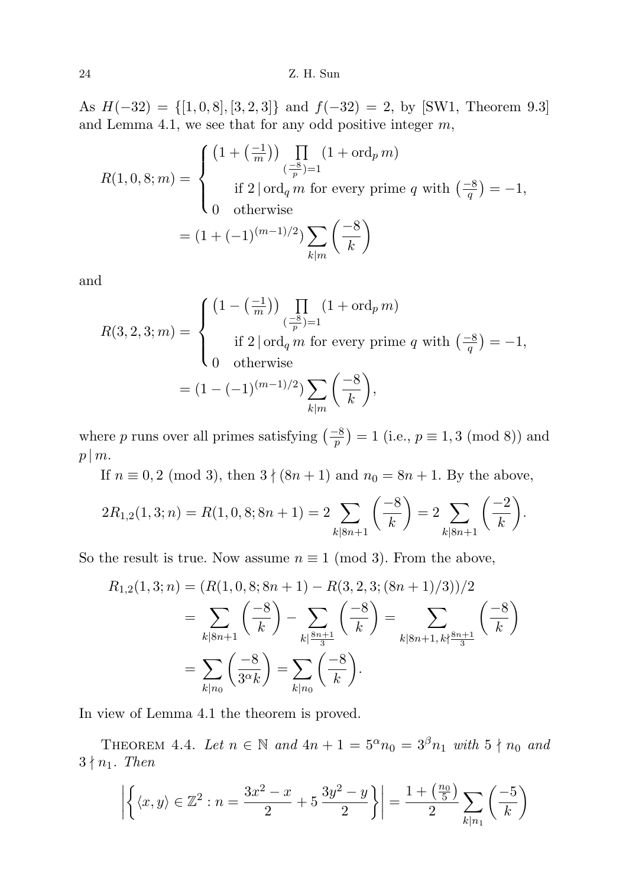As $H(-32)=\{[1,0,8],[3,2,3]\}$ and $f(-32)=2$, by [SW1, Theorem 9.3] and Lemma 4.1, we see that for any odd positive integer $m$,

$$R(1,0,8;m)=\begin{cases}\big(1+\big(\frac{-1}{m}\big)\big)\prod\limits_{(\frac{-8}{p})=1}(1+\mathrm{ord}_p\, m) & \\ \qquad \text{if } 2\mid \mathrm{ord}_q\, m \text{ for every prime } q \text{ with } \big(\frac{-8}{q}\big)=-1, & \\ 0 \quad \text{otherwise} & \end{cases}$$
$$=(1+(-1)^{(m-1)/2})\sum_{k\mid m}\Big(\frac{-8}{k}\Big)$$

and

$$R(3,2,3;m)=\begin{cases}\big(1-\big(\frac{-1}{m}\big)\big)\prod\limits_{(\frac{-8}{p})=1}(1+\mathrm{ord}_p\, m) & \\ \qquad \text{if } 2\mid \mathrm{ord}_q\, m \text{ for every prime } q \text{ with } \big(\frac{-8}{q}\big)=-1, & \\ 0 \quad \text{otherwise} & \end{cases}$$
$$=(1-(-1)^{(m-1)/2})\sum_{k\mid m}\Big(\frac{-8}{k}\Big),$$

where $p$ runs over all primes satisfying $\big(\frac{-8}{p}\big)=1$ (i.e., $p\equiv 1,3 \pmod 8$) and $p\mid m$.

If $n\equiv 0,2 \pmod 3$, then $3\nmid (8n+1)$ and $n_0=8n+1$. By the above,

$$2R_{1,2}(1,3;n)=R(1,0,8;8n+1)=2\sum_{k\mid 8n+1}\Big(\frac{-8}{k}\Big)=2\sum_{k\mid 8n+1}\Big(\frac{-2}{k}\Big).$$

So the result is true. Now assume $n\equiv 1 \pmod 3$. From the above,

$$\begin{aligned}R_{1,2}(1,3;n)&=(R(1,0,8;8n+1)-R(3,2,3;(8n+1)/3))/2\\ &=\sum_{k\mid 8n+1}\Big(\frac{-8}{k}\Big)-\sum_{k\mid \frac{8n+1}{3}}\Big(\frac{-8}{k}\Big)=\sum_{k\mid 8n+1,\, k\nmid\frac{8n+1}{3}}\Big(\frac{-8}{k}\Big)\\ &=\sum_{k\mid n_0}\Big(\frac{-8}{3^\alpha k}\Big)=\sum_{k\mid n_0}\Big(\frac{-8}{k}\Big).\end{aligned}$$

In view of Lemma 4.1 the theorem is proved.

Theorem 4.4. *Let $n\in\mathbb{N}$ and $4n+1=5^\alpha n_0=3^\beta n_1$ with $5\nmid n_0$ and $3\nmid n_1$. Then*

$$\Big|\Big\{\langle x,y\rangle\in\mathbb{Z}^2: n=\frac{3x^2-x}{2}+5\,\frac{3y^2-y}{2}\Big\}\Big|=\frac{1+\big(\frac{n_0}{5}\big)}{2}\sum_{k\mid n_1}\Big(\frac{-5}{k}\Big)$$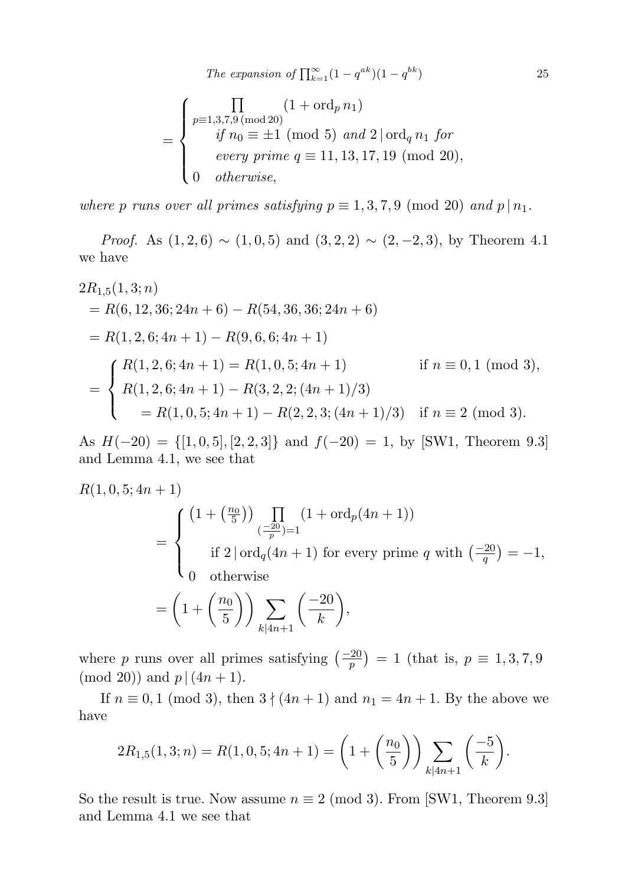$$
= \begin{cases} \displaystyle\prod_{p\equiv 1,3,7,9 \pmod{20}} (1+\operatorname{ord}_p n_1) \\ \qquad \textit{if } n_0 \equiv \pm 1 \pmod 5 \textit{ and } 2 \mid \operatorname{ord}_q n_1 \textit{ for} \\ \qquad \textit{every prime } q \equiv 11, 13, 17, 19 \pmod{20}, \\ 0 \quad \textit{otherwise}, \end{cases}
$$

*where $p$ runs over all primes satisfying $p \equiv 1, 3, 7, 9 \pmod{20}$ and $p \mid n_1$.*

*Proof.* As $(1, 2, 6) \sim (1, 0, 5)$ and $(3, 2, 2) \sim (2, -2, 3)$, by Theorem 4.1 we have

$$
\begin{aligned}
&2R_{1,5}(1, 3; n) \\
&\quad = R(6, 12, 36; 24n + 6) - R(54, 36, 36; 24n + 6) \\
&\quad = R(1, 2, 6; 4n + 1) - R(9, 6, 6; 4n + 1) \\
&\quad = \begin{cases} R(1, 2, 6; 4n + 1) = R(1, 0, 5; 4n + 1) & \text{if } n \equiv 0, 1 \pmod 3, \\ R(1, 2, 6; 4n + 1) - R(3, 2, 2; (4n + 1)/3) & \\ \qquad = R(1, 0, 5; 4n + 1) - R(2, 2, 3; (4n + 1)/3) & \text{if } n \equiv 2 \pmod 3. \end{cases}
\end{aligned}
$$

As $H(-20) = \{[1, 0, 5], [2, 2, 3]\}$ and $f(-20) = 1$, by [SW1, Theorem 9.3] and Lemma 4.1, we see that

$$
\begin{aligned}
&R(1, 0, 5; 4n + 1) \\
&\qquad = \begin{cases} \left(1 + \left(\frac{n_0}{5}\right)\right) \displaystyle\prod_{(\frac{-20}{p})=1} (1 + \operatorname{ord}_p(4n + 1)) \\ \qquad \text{if } 2 \mid \operatorname{ord}_q(4n + 1) \text{ for every prime } q \text{ with } \left(\frac{-20}{q}\right) = -1, \\ 0 \quad \text{otherwise} \end{cases} \\
&\qquad = \left(1 + \left(\frac{n_0}{5}\right)\right) \sum_{k \mid 4n+1} \left(\frac{-20}{k}\right),
\end{aligned}
$$

where $p$ runs over all primes satisfying $\left(\frac{-20}{p}\right) = 1$ (that is, $p \equiv 1, 3, 7, 9 \pmod{20}$) and $p \mid (4n + 1)$.

If $n \equiv 0, 1 \pmod 3$, then $3 \nmid (4n + 1)$ and $n_1 = 4n + 1$. By the above we have

$$
2R_{1,5}(1, 3; n) = R(1, 0, 5; 4n + 1) = \left(1 + \left(\frac{n_0}{5}\right)\right) \sum_{k \mid 4n+1} \left(\frac{-5}{k}\right).
$$

So the result is true. Now assume $n \equiv 2 \pmod 3$. From [SW1, Theorem 9.3] and Lemma 4.1 we see that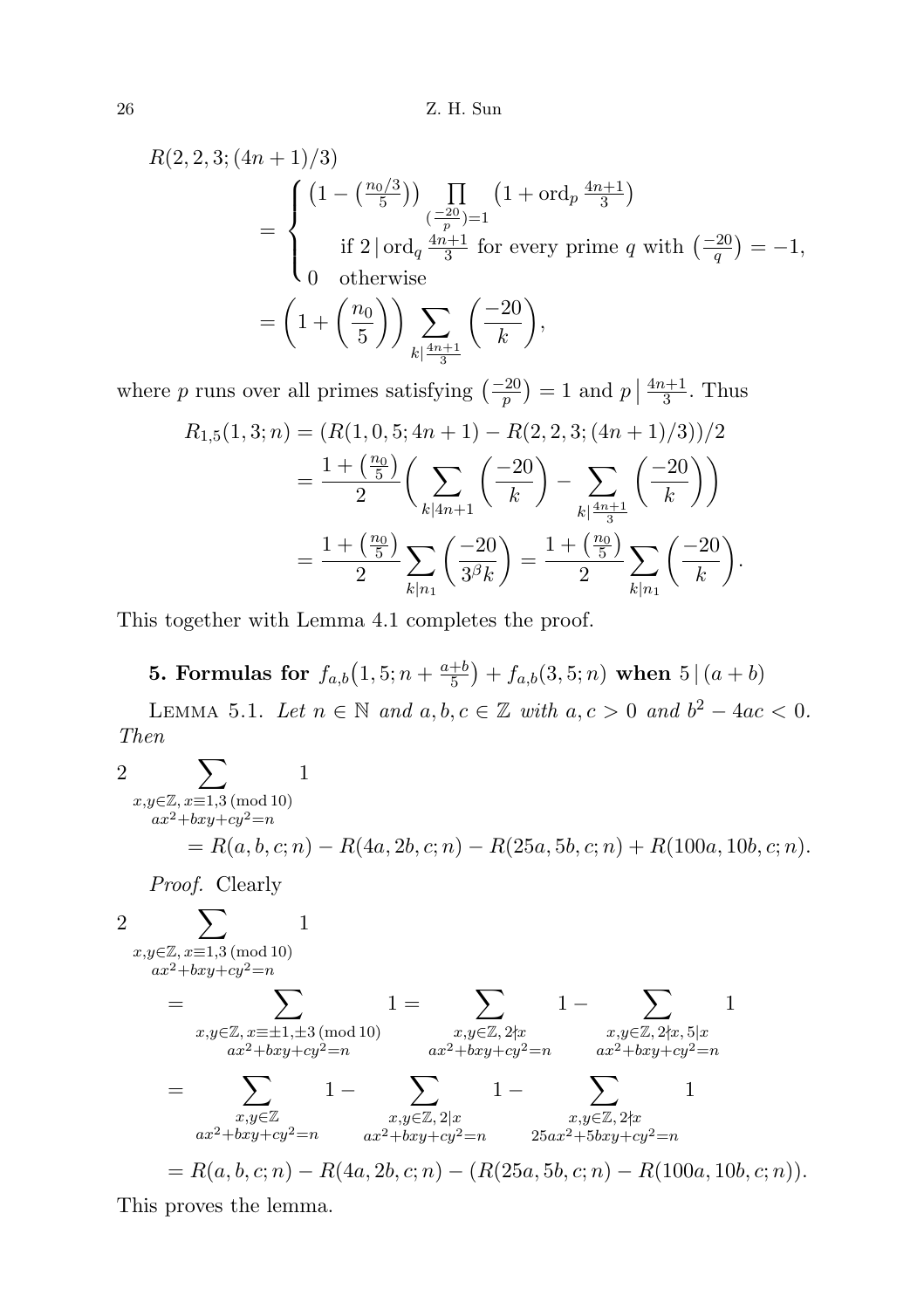$$
\begin{aligned}
&R(2,2,3;(4n+1)/3)\\
&\quad=\begin{cases}\big(1-\big(\frac{n_0/3}{5}\big)\big)\prod_{(\frac{-20}{p})=1}\big(1+\mathrm{ord}_p\,\frac{4n+1}{3}\big)\\ \qquad \text{if } 2\mid \mathrm{ord}_q\,\frac{4n+1}{3} \text{ for every prime } q \text{ with } \big(\frac{-20}{q}\big)=-1,\\ 0\quad \text{otherwise}\end{cases}\\
&\quad=\left(1+\left(\frac{n_0}{5}\right)\right)\sum_{k\mid \frac{4n+1}{3}}\left(\frac{-20}{k}\right),
\end{aligned}
$$

where $p$ runs over all primes satisfying $\big(\frac{-20}{p}\big)=1$ and $p\,\big|\,\frac{4n+1}{3}$. Thus

$$
\begin{aligned}
R_{1,5}(1,3;n)&=(R(1,0,5;4n+1)-R(2,2,3;(4n+1)/3))/2\\
&=\frac{1+\big(\frac{n_0}{5}\big)}{2}\bigg(\sum_{k\mid 4n+1}\left(\frac{-20}{k}\right)-\sum_{k\mid \frac{4n+1}{3}}\left(\frac{-20}{k}\right)\bigg)\\
&=\frac{1+\big(\frac{n_0}{5}\big)}{2}\sum_{k\mid n_1}\left(\frac{-20}{3^\beta k}\right)=\frac{1+\big(\frac{n_0}{5}\big)}{2}\sum_{k\mid n_1}\left(\frac{-20}{k}\right).
\end{aligned}
$$

This together with Lemma 4.1 completes the proof.

## 5. Formulas for $f_{a,b}\big(1,5;n+\frac{a+b}{5}\big)+f_{a,b}(3,5;n)$ when $5\mid(a+b)$

Lemma 5.1. *Let $n\in\mathbb{N}$ and $a,b,c\in\mathbb{Z}$ with $a,c>0$ and $b^2-4ac<0$. Then*

$$
\begin{aligned}
&2\sum_{\substack{x,y\in\mathbb{Z},\,x\equiv 1,3\,(\mathrm{mod}\,10)\\ ax^2+bxy+cy^2=n}}1\\
&\qquad=R(a,b,c;n)-R(4a,2b,c;n)-R(25a,5b,c;n)+R(100a,10b,c;n).
\end{aligned}
$$

*Proof.* Clearly

$$
\begin{aligned}
&2\sum_{\substack{x,y\in\mathbb{Z},\,x\equiv 1,3\,(\mathrm{mod}\,10)\\ ax^2+bxy+cy^2=n}}1\\
&\quad=\sum_{\substack{x,y\in\mathbb{Z},\,x\equiv \pm1,\pm3\,(\mathrm{mod}\,10)\\ ax^2+bxy+cy^2=n}}1=\sum_{\substack{x,y\in\mathbb{Z},\,2\nmid x\\ ax^2+bxy+cy^2=n}}1-\sum_{\substack{x,y\in\mathbb{Z},\,2\nmid x,\,5\mid x\\ ax^2+bxy+cy^2=n}}1\\
&\quad=\sum_{\substack{x,y\in\mathbb{Z}\\ ax^2+bxy+cy^2=n}}1-\sum_{\substack{x,y\in\mathbb{Z},\,2\mid x\\ ax^2+bxy+cy^2=n}}1-\sum_{\substack{x,y\in\mathbb{Z},\,2\nmid x\\ 25ax^2+5bxy+cy^2=n}}1\\
&\quad=R(a,b,c;n)-R(4a,2b,c;n)-(R(25a,5b,c;n)-R(100a,10b,c;n)).
\end{aligned}
$$

This proves the lemma.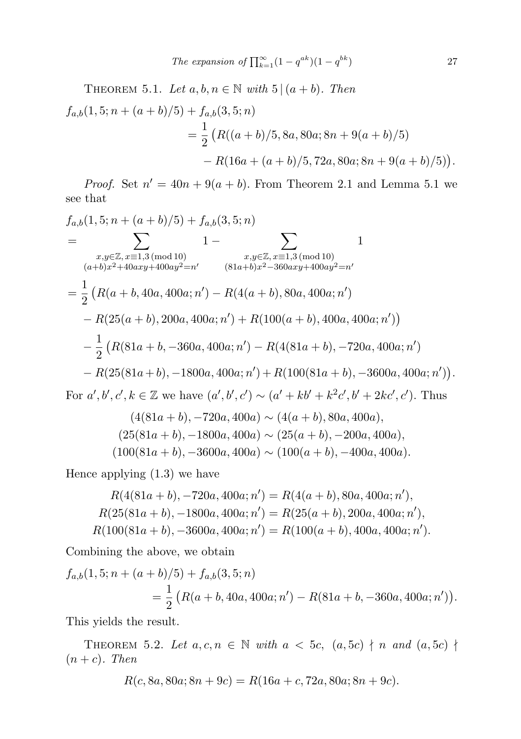THEOREM 5.1. *Let $a, b, n \in \mathbb{N}$ with $5 \mid (a+b)$. Then*

$$
\begin{aligned}
f_{a,b}(1,5;n+(a+b)/5) &+ f_{a,b}(3,5;n) \\
&= \frac{1}{2}\big(R((a+b)/5, 8a, 80a; 8n+9(a+b)/5) \\
&\qquad - R(16a+(a+b)/5, 72a, 80a; 8n+9(a+b)/5)\big).
\end{aligned}
$$

*Proof.* Set $n' = 40n + 9(a+b)$. From Theorem 2.1 and Lemma 5.1 we see that

$$
\begin{aligned}
&f_{a,b}(1,5;n+(a+b)/5) + f_{a,b}(3,5;n) \\
&= \sum_{\substack{x,y\in\mathbb{Z},\, x\equiv 1,3 \,(\mathrm{mod}\, 10) \\ (a+b)x^2+40axy+400ay^2=n'}} 1 - \sum_{\substack{x,y\in\mathbb{Z},\, x\equiv 1,3 \,(\mathrm{mod}\, 10) \\ (81a+b)x^2-360axy+400ay^2=n'}} 1 \\
&= \frac{1}{2}\big(R(a+b, 40a, 400a; n') - R(4(a+b), 80a, 400a; n') \\
&\quad - R(25(a+b), 200a, 400a; n') + R(100(a+b), 400a, 400a; n')\big) \\
&\quad - \frac{1}{2}\big(R(81a+b, -360a, 400a; n') - R(4(81a+b), -720a, 400a; n') \\
&\quad - R(25(81a+b), -1800a, 400a; n') + R(100(81a+b), -3600a, 400a; n')\big).
\end{aligned}
$$

For $a', b', c', k \in \mathbb{Z}$ we have $(a', b', c') \sim (a' + kb' + k^2c', b' + 2kc', c')$. Thus

$$
\begin{aligned}
(4(81a+b), -720a, 400a) &\sim (4(a+b), 80a, 400a), \\
(25(81a+b), -1800a, 400a) &\sim (25(a+b), -200a, 400a), \\
(100(81a+b), -3600a, 400a) &\sim (100(a+b), -400a, 400a).
\end{aligned}
$$

Hence applying (1.3) we have

$$
\begin{aligned}
R(4(81a+b), -720a, 400a; n') &= R(4(a+b), 80a, 400a; n'), \\
R(25(81a+b), -1800a, 400a; n') &= R(25(a+b), 200a, 400a; n'), \\
R(100(81a+b), -3600a, 400a; n') &= R(100(a+b), 400a, 400a; n').
\end{aligned}
$$

Combining the above, we obtain

$$
\begin{aligned}
f_{a,b}(1,5;n+(a+b)/5) &+ f_{a,b}(3,5;n) \\
&= \frac{1}{2}\big(R(a+b, 40a, 400a; n') - R(81a+b, -360a, 400a; n')\big).
\end{aligned}
$$

This yields the result.

THEOREM 5.2. *Let $a, c, n \in \mathbb{N}$ with $a < 5c$, $(a, 5c) \nmid n$ and $(a, 5c) \nmid (n + c)$. Then*

$$
R(c, 8a, 80a; 8n+9c) = R(16a+c, 72a, 80a; 8n+9c).
$$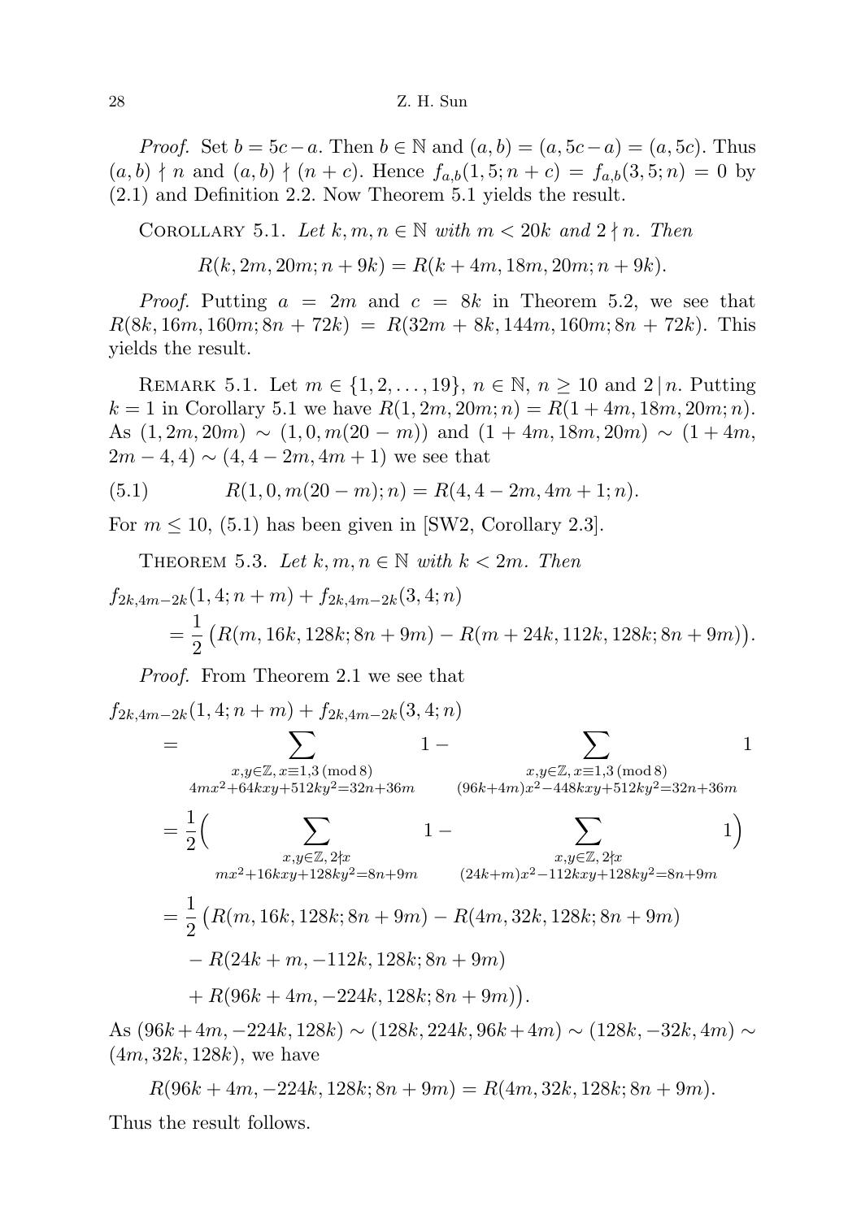*Proof.* Set $b = 5c - a$. Then $b \in \mathbb{N}$ and $(a, b) = (a, 5c - a) = (a, 5c)$. Thus $(a, b) \nmid n$ and $(a, b) \nmid (n + c)$. Hence $f_{a,b}(1, 5; n + c) = f_{a,b}(3, 5; n) = 0$ by (2.1) and Definition 2.2. Now Theorem 5.1 yields the result.

Corollary 5.1. *Let $k, m, n \in \mathbb{N}$ with $m < 20k$ and $2 \nmid n$. Then*

$$R(k, 2m, 20m; n + 9k) = R(k + 4m, 18m, 20m; n + 9k).$$

*Proof.* Putting $a = 2m$ and $c = 8k$ in Theorem 5.2, we see that $R(8k, 16m, 160m; 8n + 72k) = R(32m + 8k, 144m, 160m; 8n + 72k)$. This yields the result.

Remark 5.1. Let $m \in \{1, 2, \dots, 19\}$, $n \in \mathbb{N}$, $n \geq 10$ and $2 \mid n$. Putting $k = 1$ in Corollary 5.1 we have $R(1, 2m, 20m; n) = R(1 + 4m, 18m, 20m; n)$. As $(1, 2m, 20m) \sim (1, 0, m(20 - m))$ and $(1 + 4m, 18m, 20m) \sim (1 + 4m, 2m - 4, 4) \sim (4, 4 - 2m, 4m + 1)$ we see that

$$R(1, 0, m(20 - m); n) = R(4, 4 - 2m, 4m + 1; n). \tag{5.1}$$

For $m \leq 10$, (5.1) has been given in [SW2, Corollary 2.3].

Theorem 5.3. *Let $k, m, n \in \mathbb{N}$ with $k < 2m$. Then*

$$f_{2k,4m-2k}(1, 4; n + m) + f_{2k,4m-2k}(3, 4; n) = \frac{1}{2}\big(R(m, 16k, 128k; 8n + 9m) - R(m + 24k, 112k, 128k; 8n + 9m)\big).$$

*Proof.* From Theorem 2.1 we see that

$$\begin{aligned}
&f_{2k,4m-2k}(1, 4; n + m) + f_{2k,4m-2k}(3, 4; n) \\
&= \sum_{\substack{x,y \in \mathbb{Z},\, x \equiv 1,3 \pmod 8 \\ 4mx^2 + 64kxy + 512ky^2 = 32n + 36m}} 1 - \sum_{\substack{x,y \in \mathbb{Z},\, x \equiv 1,3 \pmod 8 \\ (96k + 4m)x^2 - 448kxy + 512ky^2 = 32n + 36m}} 1 \\
&= \frac{1}{2}\Big( \sum_{\substack{x,y \in \mathbb{Z},\, 2 \nmid x \\ mx^2 + 16kxy + 128ky^2 = 8n + 9m}} 1 - \sum_{\substack{x,y \in \mathbb{Z},\, 2 \nmid x \\ (24k + m)x^2 - 112kxy + 128ky^2 = 8n + 9m}} 1 \Big) \\
&= \frac{1}{2}\big(R(m, 16k, 128k; 8n + 9m) - R(4m, 32k, 128k; 8n + 9m) \\
&\quad - R(24k + m, -112k, 128k; 8n + 9m) \\
&\quad + R(96k + 4m, -224k, 128k; 8n + 9m)\big).
\end{aligned}$$

As $(96k + 4m, -224k, 128k) \sim (128k, 224k, 96k + 4m) \sim (128k, -32k, 4m) \sim (4m, 32k, 128k)$, we have

$$R(96k + 4m, -224k, 128k; 8n + 9m) = R(4m, 32k, 128k; 8n + 9m).$$

Thus the result follows.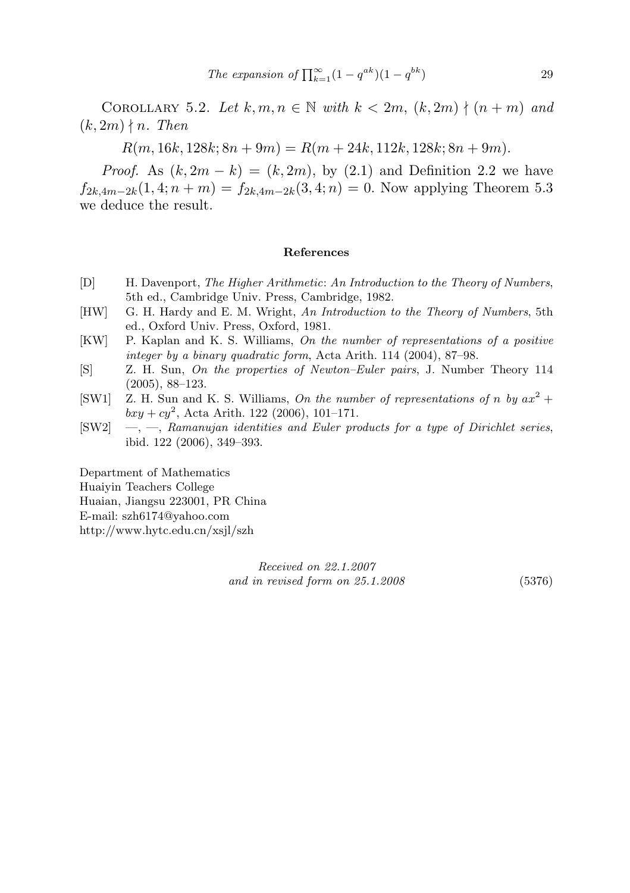Corollary 5.2. *Let* $k, m, n \in \mathbb{N}$ *with* $k < 2m$, $(k, 2m) \nmid (n + m)$ *and* $(k, 2m) \nmid n$. *Then*

$$R(m, 16k, 128k; 8n + 9m) = R(m + 24k, 112k, 128k; 8n + 9m).$$

*Proof.* As $(k, 2m - k) = (k, 2m)$, by (2.1) and Definition 2.2 we have $f_{2k,4m-2k}(1, 4; n + m) = f_{2k,4m-2k}(3, 4; n) = 0$. Now applying Theorem 5.3 we deduce the result.

## References

[D] H. Davenport, *The Higher Arithmetic*: *An Introduction to the Theory of Numbers*, 5th ed., Cambridge Univ. Press, Cambridge, 1982.

[HW] G. H. Hardy and E. M. Wright, *An Introduction to the Theory of Numbers*, 5th ed., Oxford Univ. Press, Oxford, 1981.

[KW] P. Kaplan and K. S. Williams, *On the number of representations of a positive integer by a binary quadratic form*, Acta Arith. 114 (2004), 87–98.

[S] Z. H. Sun, *On the properties of Newton–Euler pairs*, J. Number Theory 114 (2005), 88–123.

[SW1] Z. H. Sun and K. S. Williams, *On the number of representations of n by* $ax^2 + bxy + cy^2$, Acta Arith. 122 (2006), 101–171.

[SW2] —, —, *Ramanujan identities and Euler products for a type of Dirichlet series*, ibid. 122 (2006), 349–393.

Department of Mathematics
Huaiyin Teachers College
Huaian, Jiangsu 223001, PR China
E-mail: szh6174@yahoo.com
http://www.hytc.edu.cn/xsjl/szh

*Received on 22.1.2007*
*and in revised form on 25.1.2008* (5376)